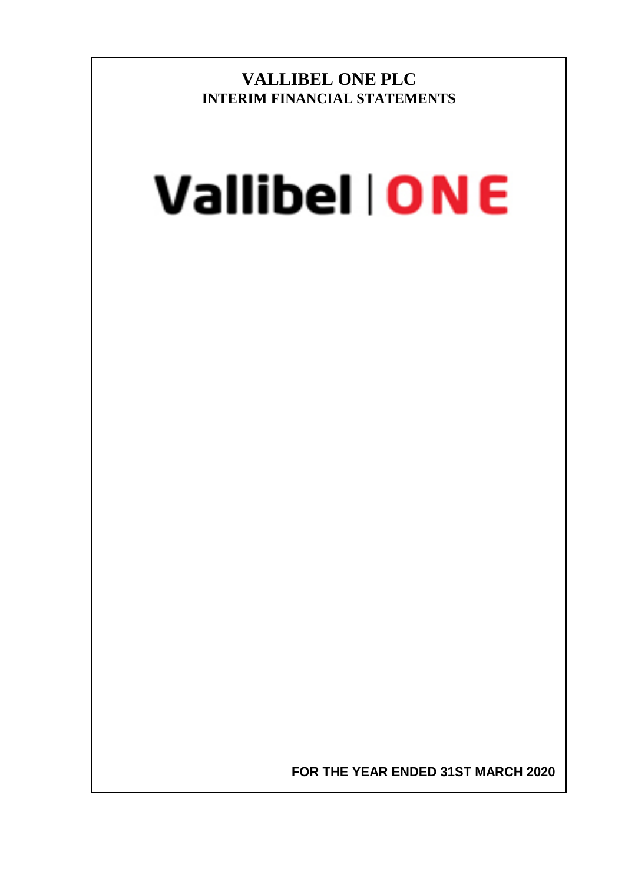# VALLIBEL ONE PLC

## INTERIM FINANCIAL STATEMENTS

Vallibel | ONE

**FOR THE YEAR ENDED 31ST MARCH 2020**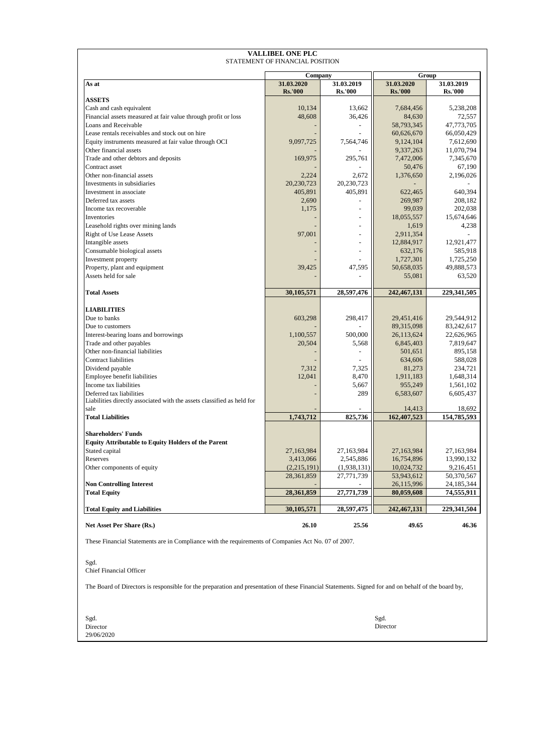# VALLIBEL ONE PLC

STATEMENT OF FINANCIAL POSITION

| As at | Company | | Group | |
|---|---|---|---|---|
| | 31.03.2020 Rs.'000 | 31.03.2019 Rs.'000 | 31.03.2020 Rs.'000 | 31.03.2019 Rs.'000 |
| **ASSETS** | | | | |
| Cash and cash equivalent | 10,134 | 13,662 | 7,684,456 | 5,238,208 |
| Financial assets measured at fair value through profit or loss | 48,608 | 36,426 | 84,630 | 72,557 |
| Loans and Receivable | - | - | 58,793,345 | 47,773,705 |
| Lease rentals receivables and stock out on hire | - | - | 60,626,670 | 66,050,429 |
| Equity instruments measured at fair value through OCI | 9,097,725 | 7,564,746 | 9,124,104 | 7,612,690 |
| Other financial assets | - | - | 9,337,263 | 11,070,794 |
| Trade and other debtors and deposits | 169,975 | 295,761 | 7,472,006 | 7,345,670 |
| Contract asset | - | - | 50,476 | 67,190 |
| Other non-financial assets | 2,224 | 2,672 | 1,376,650 | 2,196,026 |
| Investments in subsidiaries | 20,230,723 | 20,230,723 | - | - |
| Investment in associate | 405,891 | 405,891 | 622,465 | 640,394 |
| Deferred tax assets | 2,690 | - | 269,987 | 208,182 |
| Income tax recoverable | 1,175 | - | 99,039 | 202,038 |
| Inventories | - | - | 18,055,557 | 15,674,646 |
| Leasehold rights over mining lands | - | - | 1,619 | 4,238 |
| Right of Use Lease Assets | 97,001 | - | 2,911,354 | - |
| Intangible assets | - | - | 12,884,917 | 12,921,477 |
| Consumable biological assets | - | - | 632,176 | 585,918 |
| Investment property | - | - | 1,727,301 | 1,725,250 |
| Property, plant and equipment | 39,425 | 47,595 | 50,658,035 | 49,888,573 |
| Assets held for sale | - | - | 55,081 | 63,520 |
| **Total Assets** | **30,105,571** | **28,597,476** | **242,467,131** | **229,341,505** |
| **LIABILITIES** | | | | |
| Due to banks | 603,298 | 298,417 | 29,451,416 | 29,544,912 |
| Due to customers | - | - | 89,315,098 | 83,242,617 |
| Interest-bearing loans and borrowings | 1,100,557 | 500,000 | 26,113,624 | 22,626,965 |
| Trade and other payables | 20,504 | 5,568 | 6,845,403 | 7,819,647 |
| Other non-financial liabilities | - | - | 501,651 | 895,158 |
| Contract liabilities | - | - | 634,606 | 588,028 |
| Dividend payable | 7,312 | 7,325 | 81,273 | 234,721 |
| Employee benefit liabilities | 12,041 | 8,470 | 1,911,183 | 1,648,314 |
| Income tax liabilities | - | 5,667 | 955,249 | 1,561,102 |
| Deferred tax liabilities | - | 289 | 6,583,607 | 6,605,437 |
| Liabilities directly associated with the assets classified as held for sale | - | - | 14,413 | 18,692 |
| **Total Liabilities** | **1,743,712** | **825,736** | **162,407,523** | **154,785,593** |
| **Shareholders' Funds** | | | | |
| **Equity Attributable to Equity Holders of the Parent** | | | | |
| Stated capital | 27,163,984 | 27,163,984 | 27,163,984 | 27,163,984 |
| Reserves | 3,413,066 | 2,545,886 | 16,754,896 | 13,990,132 |
| Other components of equity | (2,215,191) | (1,938,131) | 10,024,732 | 9,216,451 |
| | 28,361,859 | 27,771,739 | 53,943,612 | 50,370,567 |
| **Non Controlling Interest** | - | - | 26,115,996 | 24,185,344 |
| **Total Equity** | **28,361,859** | **27,771,739** | **80,059,608** | **74,555,911** |
| **Total Equity and Liabilities** | **30,105,571** | **28,597,475** | **242,467,131** | **229,341,504** |
| **Net Asset Per Share (Rs.)** | **26.10** | **25.56** | **49.65** | **46.36** |

These Financial Statements are in Compliance with the requirements of Companies Act No. 07 of 2007.

Sgd.
Chief Financial Officer

The Board of Directors is responsible for the preparation and presentation of these Financial Statements. Signed for and on behalf of the board by,

Sgd.
Director
29/06/2020

Sgd.
Director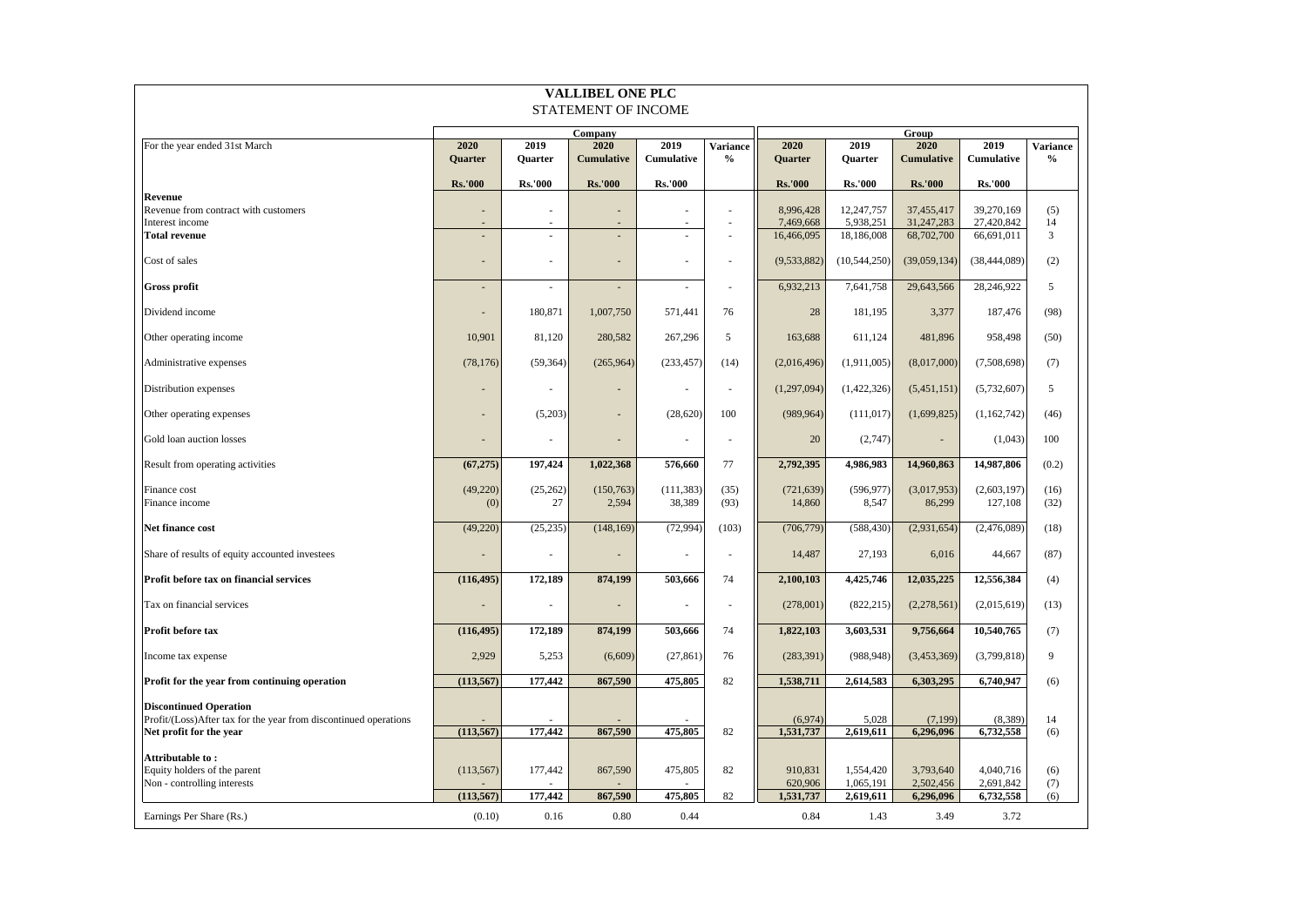# VALLIBEL ONE PLC

## STATEMENT OF INCOME

| For the year ended 31st March | Company | | | | | Group | | | | |
|---|---|---|---|---|---|---|---|---|---|---|
| | 2020 Quarter | 2019 Quarter | 2020 Cumulative | 2019 Cumulative | Variance % | 2020 Quarter | 2019 Quarter | 2020 Cumulative | 2019 Cumulative | Variance % |
| | Rs.'000 | Rs.'000 | Rs.'000 | Rs.'000 | | Rs.'000 | Rs.'000 | Rs.'000 | Rs.'000 | |
| **Revenue** | | | | | | | | | | |
| Revenue from contract with customers | - | - | - | - | - | 8,996,428 | 12,247,757 | 37,455,417 | 39,270,169 | (5) |
| Interest income | - | - | - | - | - | 7,469,668 | 5,938,251 | 31,247,283 | 27,420,842 | 14 |
| **Total revenue** | - | - | - | - | - | 16,466,095 | 18,186,008 | 68,702,700 | 66,691,011 | 3 |
| Cost of sales | - | - | - | - | - | (9,533,882) | (10,544,250) | (39,059,134) | (38,444,089) | (2) |
| **Gross profit** | - | - | - | - | - | 6,932,213 | 7,641,758 | 29,643,566 | 28,246,922 | 5 |
| Dividend income | - | 180,871 | 1,007,750 | 571,441 | 76 | 28 | 181,195 | 3,377 | 187,476 | (98) |
| Other operating income | 10,901 | 81,120 | 280,582 | 267,296 | 5 | 163,688 | 611,124 | 481,896 | 958,498 | (50) |
| Administrative expenses | (78,176) | (59,364) | (265,964) | (233,457) | (14) | (2,016,496) | (1,911,005) | (8,017,000) | (7,508,698) | (7) |
| Distribution expenses | - | - | - | - | - | (1,297,094) | (1,422,326) | (5,451,151) | (5,732,607) | 5 |
| Other operating expenses | - | (5,203) | - | (28,620) | 100 | (989,964) | (111,017) | (1,699,825) | (1,162,742) | (46) |
| Gold loan auction losses | - | - | - | - | - | 20 | (2,747) | - | (1,043) | 100 |
| Result from operating activities | **(67,275)** | **197,424** | **1,022,368** | **576,660** | 77 | **2,792,395** | **4,986,983** | **14,960,863** | **14,987,806** | (0.2) |
| Finance cost | (49,220) | (25,262) | (150,763) | (111,383) | (35) | (721,639) | (596,977) | (3,017,953) | (2,603,197) | (16) |
| Finance income | (0) | 27 | 2,594 | 38,389 | (93) | 14,860 | 8,547 | 86,299 | 127,108 | (32) |
| **Net finance cost** | (49,220) | (25,235) | (148,169) | (72,994) | (103) | (706,779) | (588,430) | (2,931,654) | (2,476,089) | (18) |
| Share of results of equity accounted investees | - | - | - | - | - | 14,487 | 27,193 | 6,016 | 44,667 | (87) |
| **Profit before tax on financial services** | **(116,495)** | **172,189** | **874,199** | **503,666** | 74 | **2,100,103** | **4,425,746** | **12,035,225** | **12,556,384** | (4) |
| Tax on financial services | - | - | - | - | - | (278,001) | (822,215) | (2,278,561) | (2,015,619) | (13) |
| **Profit before tax** | **(116,495)** | **172,189** | **874,199** | **503,666** | 74 | **1,822,103** | **3,603,531** | **9,756,664** | **10,540,765** | (7) |
| Income tax expense | 2,929 | 5,253 | (6,609) | (27,861) | 76 | (283,391) | (988,948) | (3,453,369) | (3,799,818) | 9 |
| **Profit for the year from continuing operation** | **(113,567)** | **177,442** | **867,590** | **475,805** | 82 | **1,538,711** | **2,614,583** | **6,303,295** | **6,740,947** | (6) |
| **Discontinued Operation** | | | | | | | | | | |
| Profit/(Loss)After tax for the year from discontinued operations | - | - | - | - | | (6,974) | 5,028 | (7,199) | (8,389) | 14 |
| **Net profit for the year** | **(113,567)** | **177,442** | **867,590** | **475,805** | 82 | **1,531,737** | **2,619,611** | **6,296,096** | **6,732,558** | (6) |
| **Attributable to :** | | | | | | | | | | |
| Equity holders of the parent | (113,567) | 177,442 | 867,590 | 475,805 | 82 | 910,831 | 1,554,420 | 3,793,640 | 4,040,716 | (6) |
| Non - controlling interests | - | - | - | - | | 620,906 | 1,065,191 | 2,502,456 | 2,691,842 | (7) |
| | **(113,567)** | **177,442** | **867,590** | **475,805** | 82 | **1,531,737** | **2,619,611** | **6,296,096** | **6,732,558** | (6) |
| Earnings Per Share (Rs.) | (0.10) | 0.16 | 0.80 | 0.44 | | 0.84 | 1.43 | 3.49 | 3.72 | |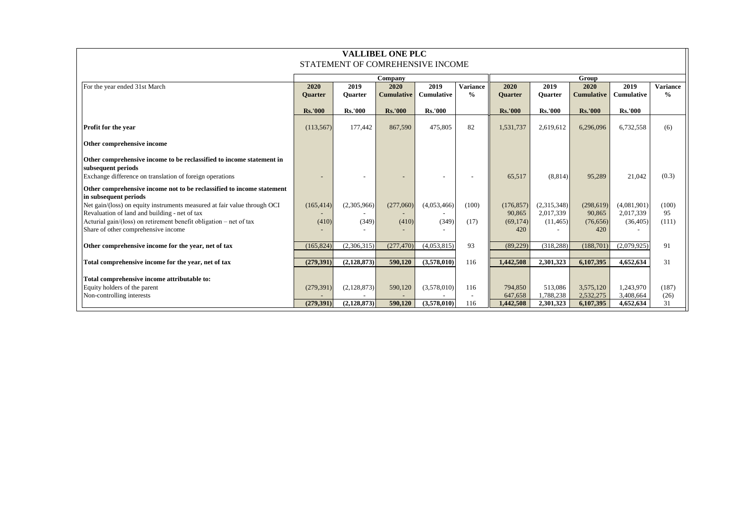# VALLIBEL ONE PLC

## STATEMENT OF COMREHENSIVE INCOME

| For the year ended 31st March | Company | | | | | Group | | | | |
|---|---|---|---|---|---|---|---|---|---|---|
| | 2020 Quarter | 2019 Quarter | 2020 Cumulative | 2019 Cumulative | Variance % | 2020 Quarter | 2019 Quarter | 2020 Cumulative | 2019 Cumulative | Variance % |
| | Rs.'000 | Rs.'000 | Rs.'000 | Rs.'000 | | Rs.'000 | Rs.'000 | Rs.'000 | Rs.'000 | |
| **Profit for the year** | (113,567) | 177,442 | 867,590 | 475,805 | 82 | 1,531,737 | 2,619,612 | 6,296,096 | 6,732,558 | (6) |
| **Other comprehensive income** | | | | | | | | | | |
| **Other comprehensive income to be reclassified to income statement in subsequent periods** | | | | | | | | | | |
| Exchange difference on translation of foreign operations | - | - | - | - | - | 65,517 | (8,814) | 95,289 | 21,042 | (0.3) |
| **Other comprehensive income not to be reclassified to income statement in subsequent periods** | | | | | | | | | | |
| Net gain/(loss) on equity instruments measured at fair value through OCI | (165,414) | (2,305,966) | (277,060) | (4,053,466) | (100) | (176,857) | (2,315,348) | (298,619) | (4,081,901) | (100) |
| Revaluation of land and building - net of tax | - | - | - | - | | 90,865 | 2,017,339 | 90,865 | 2,017,339 | 95 |
| Acturial gain/(loss) on retirement benefit obligation – net of tax | (410) | (349) | (410) | (349) | (17) | (69,174) | (11,465) | (76,656) | (36,405) | (111) |
| Share of other comprehensive income | - | - | - | - | | 420 | - | 420 | - | |
| **Other comprehensive income for the year, net of tax** | (165,824) | (2,306,315) | (277,470) | (4,053,815) | 93 | (89,229) | (318,288) | (188,701) | (2,079,925) | 91 |
| **Total comprehensive income for the year, net of tax** | **(279,391)** | **(2,128,873)** | **590,120** | **(3,578,010)** | 116 | **1,442,508** | **2,301,323** | **6,107,395** | **4,652,634** | 31 |
| **Total comprehensive income attributable to:** | | | | | | | | | | |
| Equity holders of the parent | (279,391) | (2,128,873) | 590,120 | (3,578,010) | 116 | 794,850 | 513,086 | 3,575,120 | 1,243,970 | (187) |
| Non-controlling interests | - | - | - | - | - | 647,658 | 1,788,238 | 2,532,275 | 3,408,664 | (26) |
| | **(279,391)** | **(2,128,873)** | **590,120** | **(3,578,010)** | 116 | **1,442,508** | **2,301,323** | **6,107,395** | **4,652,634** | 31 |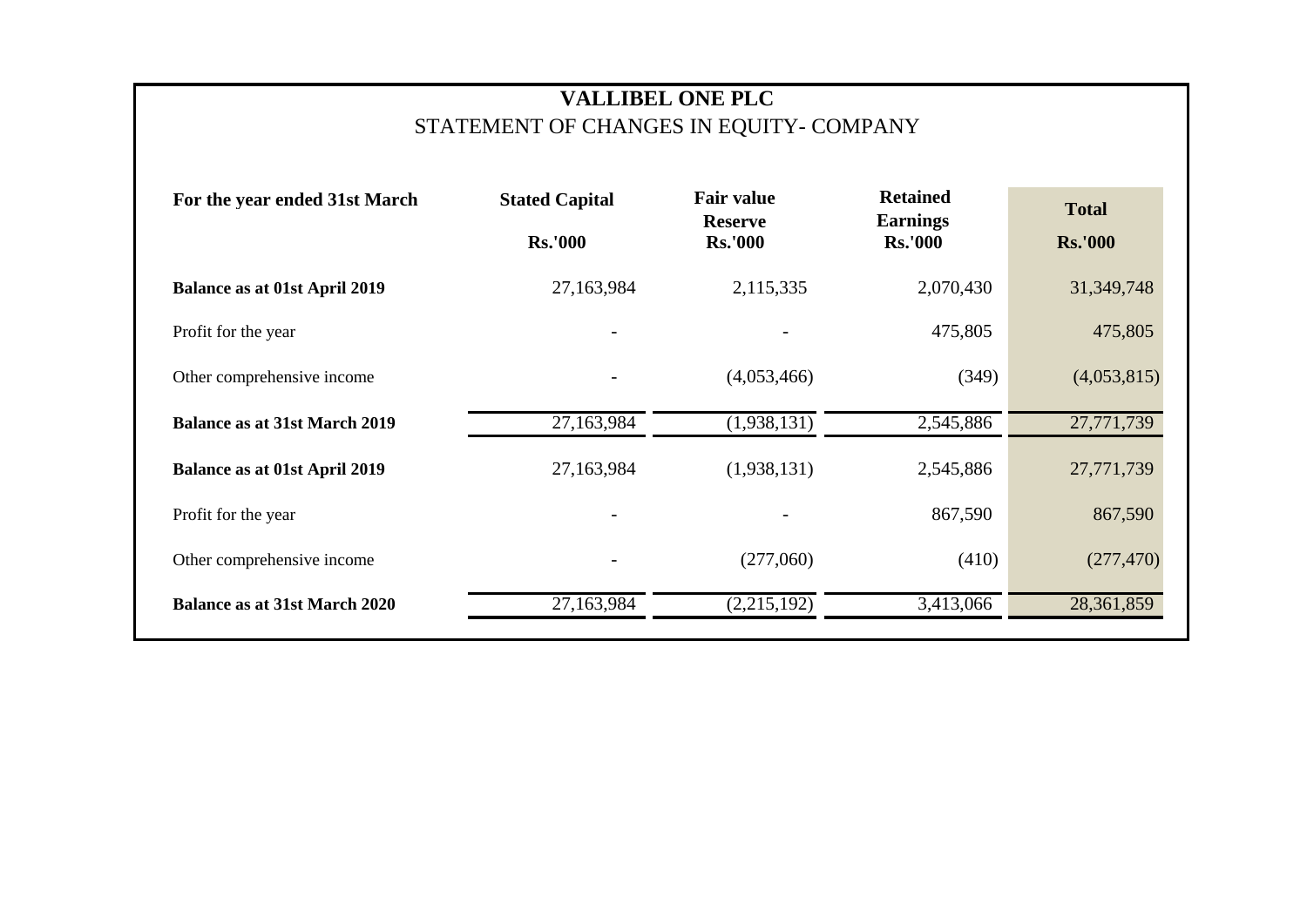# VALLIBEL ONE PLC

STATEMENT OF CHANGES IN EQUITY- COMPANY

| For the year ended 31st March | Stated Capital | Fair value Reserve | Retained Earnings | Total |
|---|---|---|---|---|
| | Rs.'000 | Rs.'000 | Rs.'000 | Rs.'000 |
| **Balance as at 01st April 2019** | 27,163,984 | 2,115,335 | 2,070,430 | 31,349,748 |
| Profit for the year | - | - | 475,805 | 475,805 |
| Other comprehensive income | - | (4,053,466) | (349) | (4,053,815) |
| **Balance as at 31st March 2019** | 27,163,984 | (1,938,131) | 2,545,886 | 27,771,739 |
| **Balance as at 01st April 2019** | 27,163,984 | (1,938,131) | 2,545,886 | 27,771,739 |
| Profit for the year | - | - | 867,590 | 867,590 |
| Other comprehensive income | - | (277,060) | (410) | (277,470) |
| **Balance as at 31st March 2020** | 27,163,984 | (2,215,192) | 3,413,066 | 28,361,859 |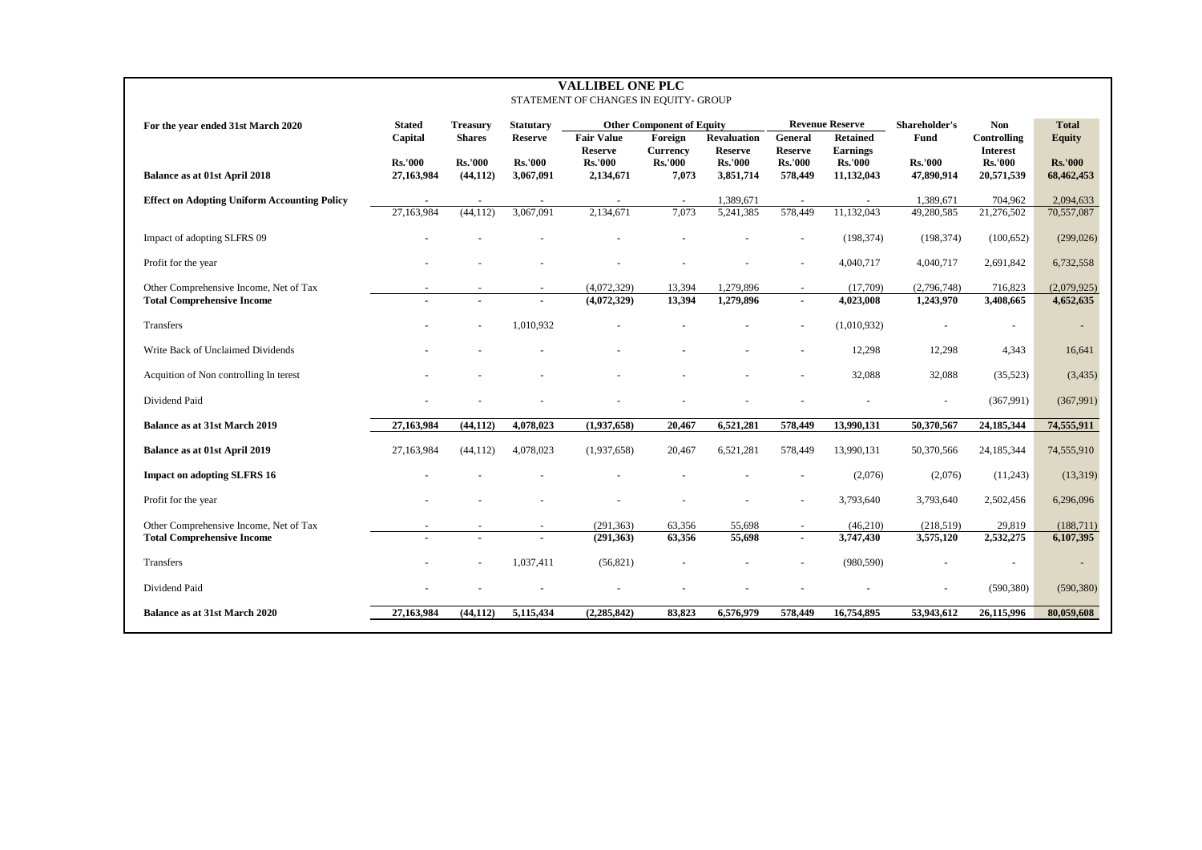# VALLIBEL ONE PLC

STATEMENT OF CHANGES IN EQUITY- GROUP

| For the year ended 31st March 2020 | Stated Capital | Treasury Shares | Statutary Reserve | Other Component of Equity | | | Revenue Reserve | | Shareholder's Fund | Non Controlling Interest | Total Equity |
|---|---|---|---|---|---|---|---|---|---|---|---|
| | | | | Fair Value Reserve | Foreign Currency | Revaluation Reserve | General Reserve | Retained Earnings | | | |
| | Rs.'000 | Rs.'000 | Rs.'000 | Rs.'000 | Rs.'000 | Rs.'000 | Rs.'000 | Rs.'000 | Rs.'000 | Rs.'000 | Rs.'000 |
| **Balance as at 01st April 2018** | **27,163,984** | **(44,112)** | **3,067,091** | **2,134,671** | **7,073** | **3,851,714** | **578,449** | **11,132,043** | **47,890,914** | **20,571,539** | **68,462,453** |
| **Effect on Adopting Uniform Accounting Policy** | - | - | - | - | - | 1,389,671 | - | - | 1,389,671 | 704,962 | 2,094,633 |
| | 27,163,984 | (44,112) | 3,067,091 | 2,134,671 | 7,073 | 5,241,385 | 578,449 | 11,132,043 | 49,280,585 | 21,276,502 | 70,557,087 |
| Impact of adopting SLFRS 09 | - | - | - | - | - | - | - | (198,374) | (198,374) | (100,652) | (299,026) |
| Profit for the year | - | - | - | - | - | - | - | 4,040,717 | 4,040,717 | 2,691,842 | 6,732,558 |
| Other Comprehensive Income, Net of Tax | - | - | - | (4,072,329) | 13,394 | 1,279,896 | - | (17,709) | (2,796,748) | 716,823 | (2,079,925) |
| **Total Comprehensive Income** | **-** | **-** | **-** | **(4,072,329)** | **13,394** | **1,279,896** | **-** | **4,023,008** | **1,243,970** | **3,408,665** | **4,652,635** |
| Transfers | - | - | 1,010,932 | - | - | - | - | (1,010,932) | - | - | - |
| Write Back of Unclaimed Dividends | - | - | - | - | - | - | - | 12,298 | 12,298 | 4,343 | 16,641 |
| Acquition of Non controlling In terest | - | - | - | - | - | - | - | 32,088 | 32,088 | (35,523) | (3,435) |
| Dividend Paid | - | - | - | - | - | - | - | - | - | (367,991) | (367,991) |
| **Balance as at 31st March 2019** | **27,163,984** | **(44,112)** | **4,078,023** | **(1,937,658)** | **20,467** | **6,521,281** | **578,449** | **13,990,131** | **50,370,567** | **24,185,344** | **74,555,911** |
| **Balance as at 01st April 2019** | 27,163,984 | (44,112) | 4,078,023 | (1,937,658) | 20,467 | 6,521,281 | 578,449 | 13,990,131 | 50,370,566 | 24,185,344 | 74,555,910 |
| **Impact on adopting SLFRS 16** | - | - | - | - | - | - | - | (2,076) | (2,076) | (11,243) | (13,319) |
| Profit for the year | - | - | - | - | - | - | - | 3,793,640 | 3,793,640 | 2,502,456 | 6,296,096 |
| Other Comprehensive Income, Net of Tax | - | - | - | (291,363) | 63,356 | 55,698 | - | (46,210) | (218,519) | 29,819 | (188,711) |
| **Total Comprehensive Income** | **-** | **-** | **-** | **(291,363)** | **63,356** | **55,698** | **-** | **3,747,430** | **3,575,120** | **2,532,275** | **6,107,395** |
| Transfers | - | - | 1,037,411 | (56,821) | - | - | - | (980,590) | - | - | - |
| Dividend Paid | - | - | - | - | - | - | - | - | - | (590,380) | (590,380) |
| **Balance as at 31st March 2020** | **27,163,984** | **(44,112)** | **5,115,434** | **(2,285,842)** | **83,823** | **6,576,979** | **578,449** | **16,754,895** | **53,943,612** | **26,115,996** | **80,059,608** |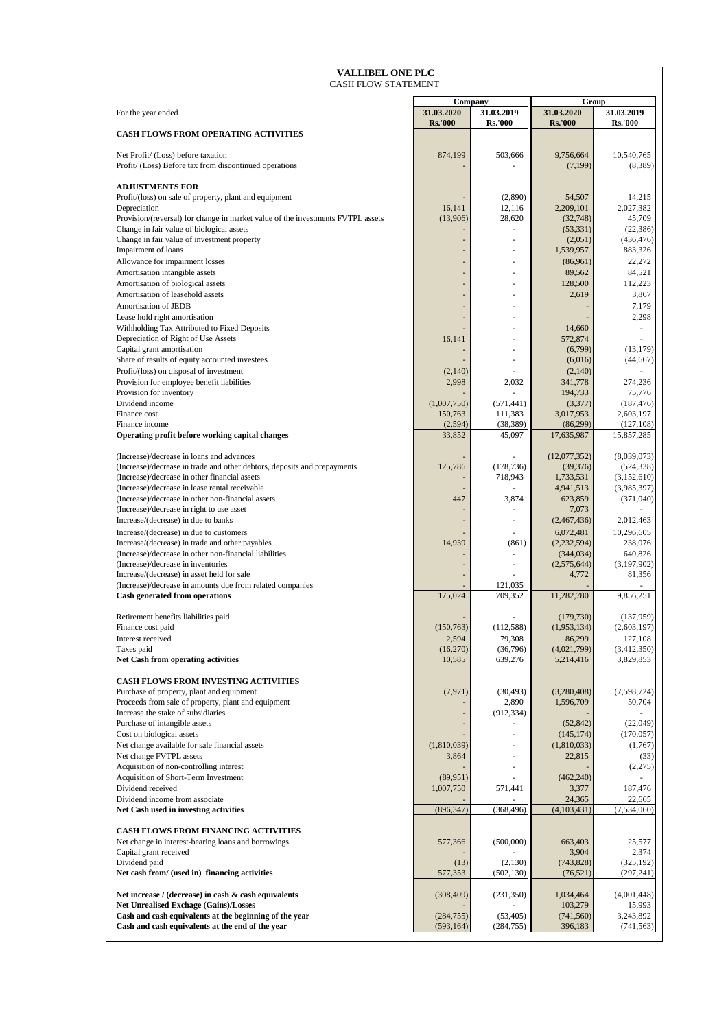# VALLIBEL ONE PLC

CASH FLOW STATEMENT

| For the year ended | Company | | Group | |
|---|---|---|---|---|
| | 31.03.2020 | 31.03.2019 | 31.03.2020 | 31.03.2019 |
| | Rs.'000 | Rs.'000 | Rs.'000 | Rs.'000 |
| **CASH FLOWS FROM OPERATING ACTIVITIES** | | | | |
| Net Profit/ (Loss) before taxation | 874,199 | 503,666 | 9,756,664 | 10,540,765 |
| Profit/ (Loss) Before tax from discontinued operations | - | - | (7,199) | (8,389) |
| **ADJUSTMENTS FOR** | | | | |
| Profit/(loss) on sale of property, plant and equipment | - | (2,890) | 54,507 | 14,215 |
| Depreciation | 16,141 | 12,116 | 2,209,101 | 2,027,382 |
| Provision/(reversal) for change in market value of the investments FVTPL assets | (13,906) | 28,620 | (32,748) | 45,709 |
| Change in fair value of biological assets | - | - | (53,331) | (22,386) |
| Change in fair value of investment property | - | - | (2,051) | (436,476) |
| Impairment of loans | - | - | 1,539,957 | 883,326 |
| Allowance for impairment losses | - | - | (86,961) | 22,272 |
| Amortisation intangible assets | - | - | 89,562 | 84,521 |
| Amortisation of biological assets | - | - | 128,500 | 112,223 |
| Amortisation of leasehold assets | - | - | 2,619 | 3,867 |
| Amortisation of JEDB | - | - | - | 7,179 |
| Lease hold right amortisation | - | - | - | 2,298 |
| Withholding Tax Attributed to Fixed Deposits | - | - | 14,660 | - |
| Depreciation of Right of Use Assets | 16,141 | - | 572,874 | - |
| Capital grant amortisation | - | - | (6,799) | (13,179) |
| Share of results of equity accounted investees | - | - | (6,016) | (44,667) |
| Profit/(loss) on disposal of investment | (2,140) | - | (2,140) | - |
| Provision for employee benefit liabilities | 2,998 | 2,032 | 341,778 | 274,236 |
| Provision for inventory | - | - | 194,733 | 75,776 |
| Dividend income | (1,007,750) | (571,441) | (3,377) | (187,476) |
| Finance cost | 150,763 | 111,383 | 3,017,953 | 2,603,197 |
| Finance income | (2,594) | (38,389) | (86,299) | (127,108) |
| **Operating profit before working capital changes** | 33,852 | 45,097 | 17,635,987 | 15,857,285 |
| (Increase)/decrease in loans and advances | - | - | (12,077,352) | (8,039,073) |
| (Increase)/decrease in trade and other debtors, deposits and prepayments | 125,786 | (178,736) | (39,376) | (524,338) |
| (Increase)/decrease in other financial assets | - | 718,943 | 1,733,531 | (3,152,610) |
| (Increase)/decrease in lease rental receivable | - | - | 4,941,513 | (3,985,397) |
| (Increase)/decrease in other non-financial assets | 447 | 3,874 | 623,859 | (371,040) |
| (Increase)/decrease in right to use asset | - | - | 7,073 | - |
| Increase/(decrease) in due to banks | - | - | (2,467,436) | 2,012,463 |
| Increase/(decrease) in due to customers | - | - | 6,072,481 | 10,296,605 |
| Increase/(decrease) in trade and other payables | 14,939 | (861) | (2,232,594) | 238,076 |
| (Increase)/decrease in other non-financial liabilities | - | - | (344,034) | 640,826 |
| (Increase)/decrease in inventories | - | - | (2,575,644) | (3,197,902) |
| Increase/(decrease) in asset held for sale | - | - | 4,772 | 81,356 |
| (Increase)/decrease in amounts due from related companies | - | 121,035 | - | - |
| **Cash generated from operations** | 175,024 | 709,352 | 11,282,780 | 9,856,251 |
| Retirement benefits liabilities paid | - | - | (179,730) | (137,959) |
| Finance cost paid | (150,763) | (112,588) | (1,953,134) | (2,603,197) |
| Interest received | 2,594 | 79,308 | 86,299 | 127,108 |
| Taxes paid | (16,270) | (36,796) | (4,021,799) | (3,412,350) |
| **Net Cash from operating activities** | 10,585 | 639,276 | 5,214,416 | 3,829,853 |
| **CASH FLOWS FROM INVESTING ACTIVITIES** | | | | |
| Purchase of property, plant and equipment | (7,971) | (30,493) | (3,280,408) | (7,598,724) |
| Proceeds from sale of property, plant and equipment | - | 2,890 | 1,596,709 | 50,704 |
| Increase the stake of subsidiaries | - | (912,334) | - | - |
| Purchase of intangible assets | - | - | (52,842) | (22,049) |
| Cost on biological assets | - | - | (145,174) | (170,057) |
| Net change available for sale financial assets | (1,810,039) | - | (1,810,033) | (1,767) |
| Net change FVTPL assets | 3,864 | - | 22,815 | (33) |
| Acquisition of non-controlling interest | - | - | - | (2,275) |
| Acquisition of Short-Term Investment | (89,951) | - | (462,240) | - |
| Dividend received | 1,007,750 | 571,441 | 3,377 | 187,476 |
| Dividend income from associate | - | - | 24,365 | 22,665 |
| **Net Cash used in investing activities** | (896,347) | (368,496) | (4,103,431) | (7,534,060) |
| **CASH FLOWS FROM FINANCING ACTIVITIES** | | | | |
| Net change in interest-bearing loans and borrowings | 577,366 | (500,000) | 663,403 | 25,577 |
| Capital grant received | - | - | 3,904 | 2,374 |
| Dividend paid | (13) | (2,130) | (743,828) | (325,192) |
| **Net cash from/ (used in) financing activities** | 577,353 | (502,130) | (76,521) | (297,241) |
| **Net increase / (decrease) in cash & cash equivalents** | (308,409) | (231,350) | 1,034,464 | (4,001,448) |
| **Net Unrealised Exchange (Gains)/Losses** | - | - | 103,279 | 15,993 |
| **Cash and cash equivalents at the beginning of the year** | (284,755) | (53,405) | (741,560) | 3,243,892 |
| **Cash and cash equivalents at the end of the year** | (593,164) | (284,755) | 396,183 | (741,563) |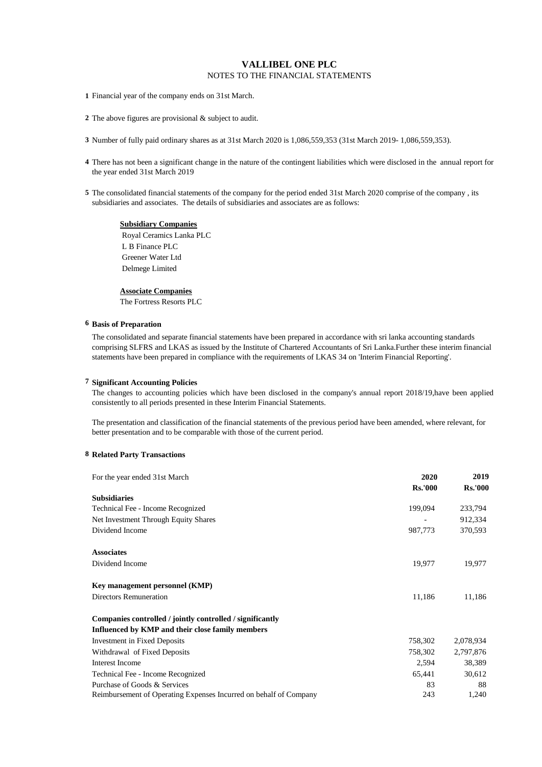# VALLIBEL ONE PLC

NOTES TO THE FINANCIAL STATEMENTS

1 Financial year of the company ends on 31st March.

2 The above figures are provisional & subject to audit.

3 Number of fully paid ordinary shares as at 31st March 2020 is 1,086,559,353 (31st March 2019- 1,086,559,353).

4 There has not been a significant change in the nature of the contingent liabilities which were disclosed in the annual report for the year ended 31st March 2019

5 The consolidated financial statements of the company for the period ended 31st March 2020 comprise of the company , its subsidiaries and associates. The details of subsidiaries and associates are as follows:

**Subsidiary Companies**

Royal Ceramics Lanka PLC
L B Finance PLC
Greener Water Ltd
Delmege Limited

**Associate Companies**

The Fortress Resorts PLC

**6 Basis of Preparation**

The consolidated and separate financial statements have been prepared in accordance with sri lanka accounting standards comprising SLFRS and LKAS as issued by the Institute of Chartered Accountants of Sri Lanka.Further these interim financial statements have been prepared in compliance with the requirements of LKAS 34 on 'Interim Financial Reporting'.

**7 Significant Accounting Policies**

The changes to accounting policies which have been disclosed in the company's annual report 2018/19,have been applied consistently to all periods presented in these Interim Financial Statements.

The presentation and classification of the financial statements of the previous period have been amended, where relevant, for better presentation and to be comparable with those of the current period.

**8 Related Party Transactions**

| For the year ended 31st March | 2020<br>Rs.'000 | 2019<br>Rs.'000 |
|---|---|---|
| **Subsidiaries** | | |
| Technical Fee - Income Recognized | 199,094 | 233,794 |
| Net Investment Through Equity Shares | - | 912,334 |
| Dividend Income | 987,773 | 370,593 |
| **Associates** | | |
| Dividend Income | 19,977 | 19,977 |
| **Key management personnel (KMP)** | | |
| Directors Remuneration | 11,186 | 11,186 |
| **Companies controlled / jointly controlled / significantly Influenced by KMP and their close family members** | | |
| Investment in Fixed Deposits | 758,302 | 2,078,934 |
| Withdrawal of Fixed Deposits | 758,302 | 2,797,876 |
| Interest Income | 2,594 | 38,389 |
| Technical Fee - Income Recognized | 65,441 | 30,612 |
| Purchase of Goods & Services | 83 | 88 |
| Reimbursement of Operating Expenses Incurred on behalf of Company | 243 | 1,240 |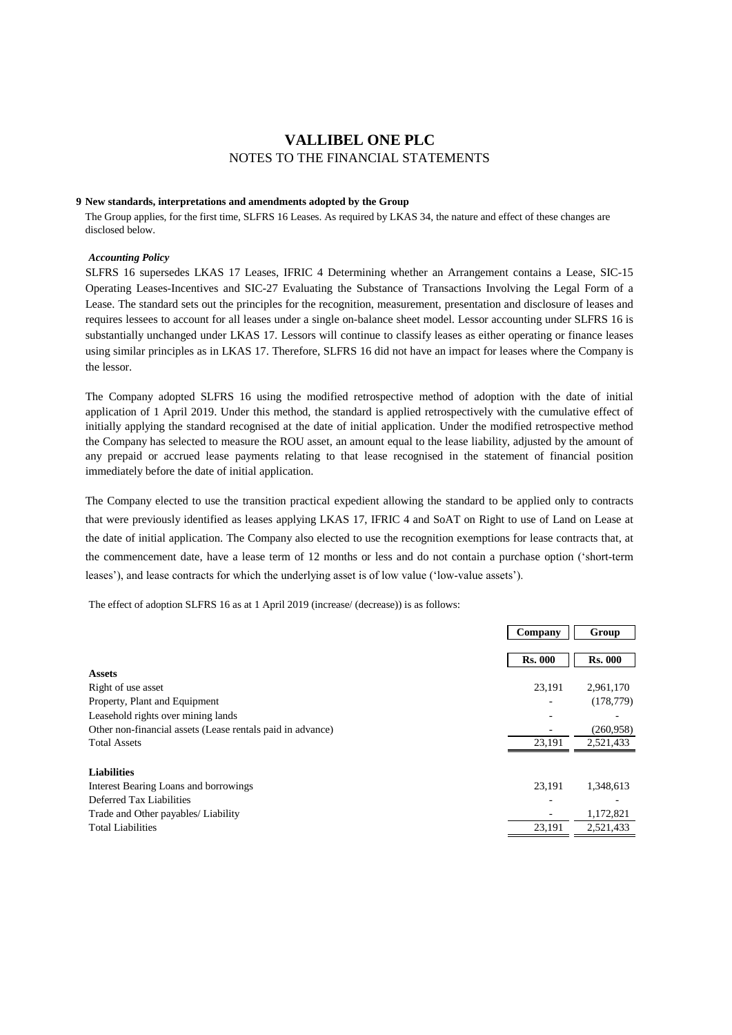# VALLIBEL ONE PLC

NOTES TO THE FINANCIAL STATEMENTS

## 9 New standards, interpretations and amendments adopted by the Group

The Group applies, for the first time, SLFRS 16 Leases. As required by LKAS 34, the nature and effect of these changes are disclosed below.

***Accounting Policy***

SLFRS 16 supersedes LKAS 17 Leases, IFRIC 4 Determining whether an Arrangement contains a Lease, SIC-15 Operating Leases-Incentives and SIC-27 Evaluating the Substance of Transactions Involving the Legal Form of a Lease. The standard sets out the principles for the recognition, measurement, presentation and disclosure of leases and requires lessees to account for all leases under a single on-balance sheet model. Lessor accounting under SLFRS 16 is substantially unchanged under LKAS 17. Lessors will continue to classify leases as either operating or finance leases using similar principles as in LKAS 17. Therefore, SLFRS 16 did not have an impact for leases where the Company is the lessor.

The Company adopted SLFRS 16 using the modified retrospective method of adoption with the date of initial application of 1 April 2019. Under this method, the standard is applied retrospectively with the cumulative effect of initially applying the standard recognised at the date of initial application. Under the modified retrospective method the Company has selected to measure the ROU asset, an amount equal to the lease liability, adjusted by the amount of any prepaid or accrued lease payments relating to that lease recognised in the statement of financial position immediately before the date of initial application.

The Company elected to use the transition practical expedient allowing the standard to be applied only to contracts that were previously identified as leases applying LKAS 17, IFRIC 4 and SoAT on Right to use of Land on Lease at the date of initial application. The Company also elected to use the recognition exemptions for lease contracts that, at the commencement date, have a lease term of 12 months or less and do not contain a purchase option ('short-term leases'), and lease contracts for which the underlying asset is of low value ('low-value assets').

The effect of adoption SLFRS 16 as at 1 April 2019 (increase/ (decrease)) is as follows:

| | Company | Group |
|---|---|---|
| | **Rs. 000** | **Rs. 000** |
| **Assets** | | |
| Right of use asset | 23,191 | 2,961,170 |
| Property, Plant and Equipment | - | (178,779) |
| Leasehold rights over mining lands | - | - |
| Other non-financial assets (Lease rentals paid in advance) | - | (260,958) |
| Total Assets | 23,191 | 2,521,433 |
| **Liabilities** | | |
| Interest Bearing Loans and borrowings | 23,191 | 1,348,613 |
| Deferred Tax Liabilities | - | - |
| Trade and Other payables/ Liability | - | 1,172,821 |
| Total Liabilities | 23,191 | 2,521,433 |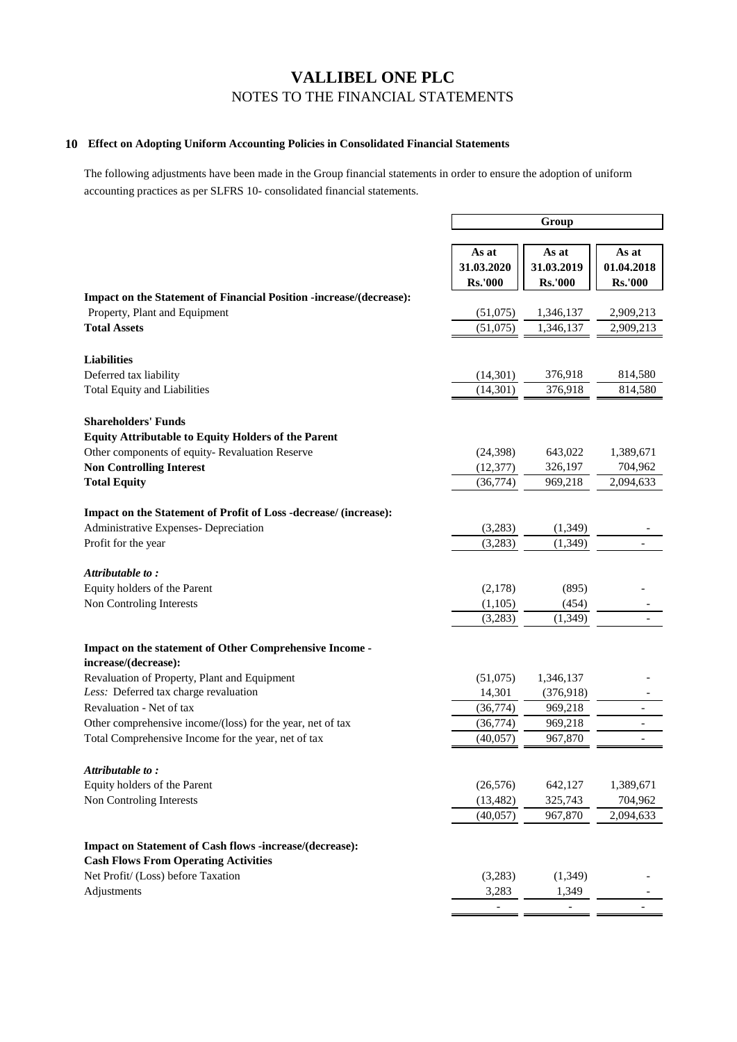# VALLIBEL ONE PLC

## NOTES TO THE FINANCIAL STATEMENTS

### 10 Effect on Adopting Uniform Accounting Policies in Consolidated Financial Statements

The following adjustments have been made in the Group financial statements in order to ensure the adoption of uniform accounting practices as per SLFRS 10- consolidated financial statements.

| | Group | | |
|---|---|---|---|
| | As at 31.03.2020 Rs.'000 | As at 31.03.2019 Rs.'000 | As at 01.04.2018 Rs.'000 |
| **Impact on the Statement of Financial Position -increase/(decrease):** | | | |
| Property, Plant and Equipment | (51,075) | 1,346,137 | 2,909,213 |
| **Total Assets** | (51,075) | 1,346,137 | 2,909,213 |
| | | | |
| **Liabilities** | | | |
| Deferred tax liability | (14,301) | 376,918 | 814,580 |
| Total Equity and Liabilities | (14,301) | 376,918 | 814,580 |
| | | | |
| **Shareholders' Funds** | | | |
| **Equity Attributable to Equity Holders of the Parent** | | | |
| Other components of equity- Revaluation Reserve | (24,398) | 643,022 | 1,389,671 |
| **Non Controlling Interest** | (12,377) | 326,197 | 704,962 |
| **Total Equity** | (36,774) | 969,218 | 2,094,633 |
| | | | |
| **Impact on the Statement of Profit of Loss -decrease/ (increase):** | | | |
| Administrative Expenses- Depreciation | (3,283) | (1,349) | - |
| Profit for the year | (3,283) | (1,349) | - |
| | | | |
| ***Attributable to :*** | | | |
| Equity holders of the Parent | (2,178) | (895) | - |
| Non Controling Interests | (1,105) | (454) | - |
| | (3,283) | (1,349) | - |
| | | | |
| **Impact on the statement of Other Comprehensive Income - increase/(decrease):** | | | |
| Revaluation of Property, Plant and Equipment | (51,075) | 1,346,137 | - |
| *Less:* Deferred tax charge revaluation | 14,301 | (376,918) | - |
| Revaluation - Net of tax | (36,774) | 969,218 | - |
| Other comprehensive income/(loss) for the year, net of tax | (36,774) | 969,218 | - |
| Total Comprehensive Income for the year, net of tax | (40,057) | 967,870 | - |
| | | | |
| ***Attributable to :*** | | | |
| Equity holders of the Parent | (26,576) | 642,127 | 1,389,671 |
| Non Controling Interests | (13,482) | 325,743 | 704,962 |
| | (40,057) | 967,870 | 2,094,633 |
| | | | |
| **Impact on Statement of Cash flows -increase/(decrease):** | | | |
| **Cash Flows From Operating Activities** | | | |
| Net Profit/ (Loss) before Taxation | (3,283) | (1,349) | - |
| Adjustments | 3,283 | 1,349 | - |
| | - | - | - |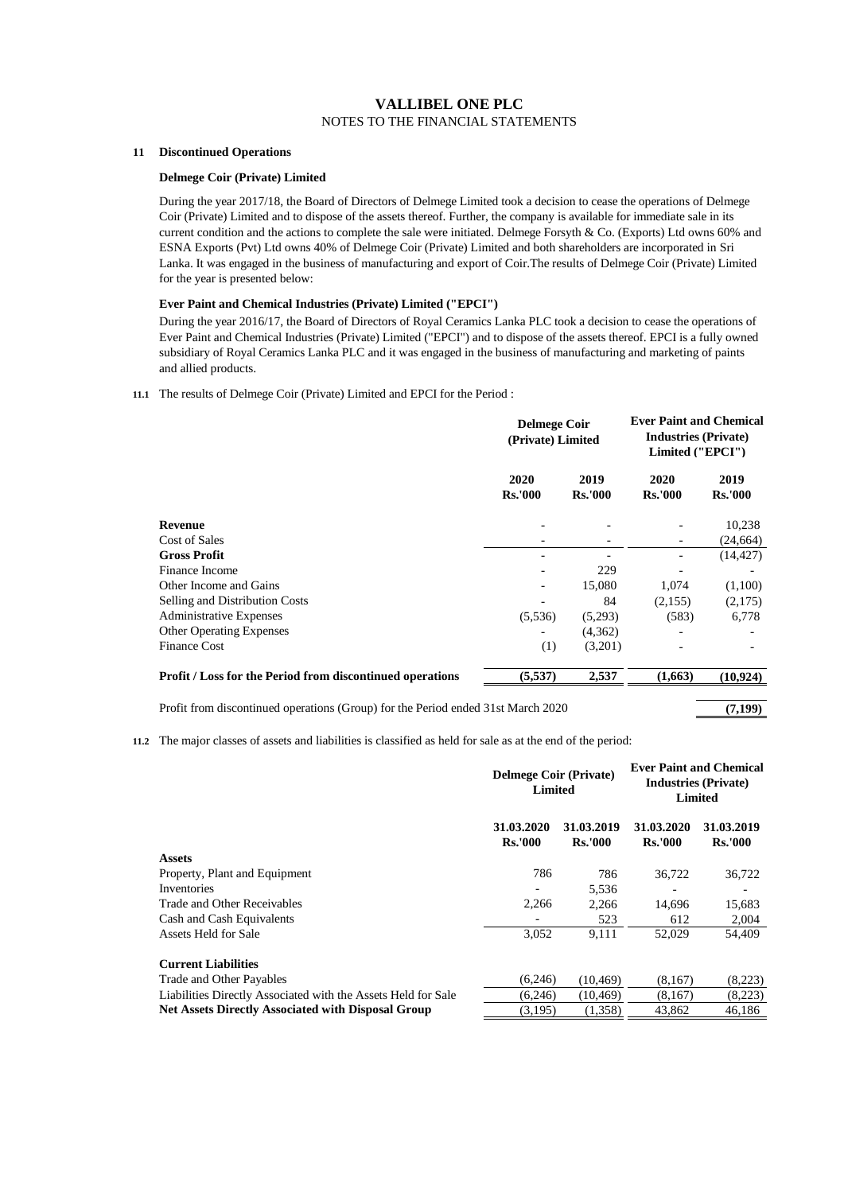# VALLIBEL ONE PLC

NOTES TO THE FINANCIAL STATEMENTS

## 11 Discontinued Operations

### Delmege Coir (Private) Limited

During the year 2017/18, the Board of Directors of Delmege Limited took a decision to cease the operations of Delmege Coir (Private) Limited and to dispose of the assets thereof. Further, the company is available for immediate sale in its current condition and the actions to complete the sale were initiated. Delmege Forsyth & Co. (Exports) Ltd owns 60% and ESNA Exports (Pvt) Ltd owns 40% of Delmege Coir (Private) Limited and both shareholders are incorporated in Sri Lanka. It was engaged in the business of manufacturing and export of Coir.The results of Delmege Coir (Private) Limited for the year is presented below:

### Ever Paint and Chemical Industries (Private) Limited ("EPCI")

During the year 2016/17, the Board of Directors of Royal Ceramics Lanka PLC took a decision to cease the operations of Ever Paint and Chemical Industries (Private) Limited ("EPCI") and to dispose of the assets thereof. EPCI is a fully owned subsidiary of Royal Ceramics Lanka PLC and it was engaged in the business of manufacturing and marketing of paints and allied products.

**11.1** The results of Delmege Coir (Private) Limited and EPCI for the Period :

| | Delmege Coir (Private) Limited | | Ever Paint and Chemical Industries (Private) Limited ("EPCI") | |
|---|---|---|---|---|
| | 2020 Rs.'000 | 2019 Rs.'000 | 2020 Rs.'000 | 2019 Rs.'000 |
| **Revenue** | - | - | - | 10,238 |
| Cost of Sales | - | - | - | (24,664) |
| **Gross Profit** | - | - | - | (14,427) |
| Finance Income | - | 229 | - | - |
| Other Income and Gains | - | 15,080 | 1,074 | (1,100) |
| Selling and Distribution Costs | - | 84 | (2,155) | (2,175) |
| Administrative Expenses | (5,536) | (5,293) | (583) | 6,778 |
| Other Operating Expenses | - | (4,362) | - | - |
| Finance Cost | (1) | (3,201) | - | - |
| **Profit / Loss for the Period from discontinued operations** | **(5,537)** | **2,537** | **(1,663)** | **(10,924)** |
| Profit from discontinued operations (Group) for the Period ended 31st March 2020 | | | | **(7,199)** |

**11.2** The major classes of assets and liabilities is classified as held for sale as at the end of the period:

| | Delmege Coir (Private) Limited | | Ever Paint and Chemical Industries (Private) Limited | |
|---|---|---|---|---|
| | 31.03.2020 Rs.'000 | 31.03.2019 Rs.'000 | 31.03.2020 Rs.'000 | 31.03.2019 Rs.'000 |
| **Assets** | | | | |
| Property, Plant and Equipment | 786 | 786 | 36,722 | 36,722 |
| Inventories | - | 5,536 | - | - |
| Trade and Other Receivables | 2,266 | 2,266 | 14,696 | 15,683 |
| Cash and Cash Equivalents | - | 523 | 612 | 2,004 |
| Assets Held for Sale | 3,052 | 9,111 | 52,029 | 54,409 |
| **Current Liabilities** | | | | |
| Trade and Other Payables | (6,246) | (10,469) | (8,167) | (8,223) |
| Liabilities Directly Associated with the Assets Held for Sale | (6,246) | (10,469) | (8,167) | (8,223) |
| **Net Assets Directly Associated with Disposal Group** | (3,195) | (1,358) | 43,862 | 46,186 |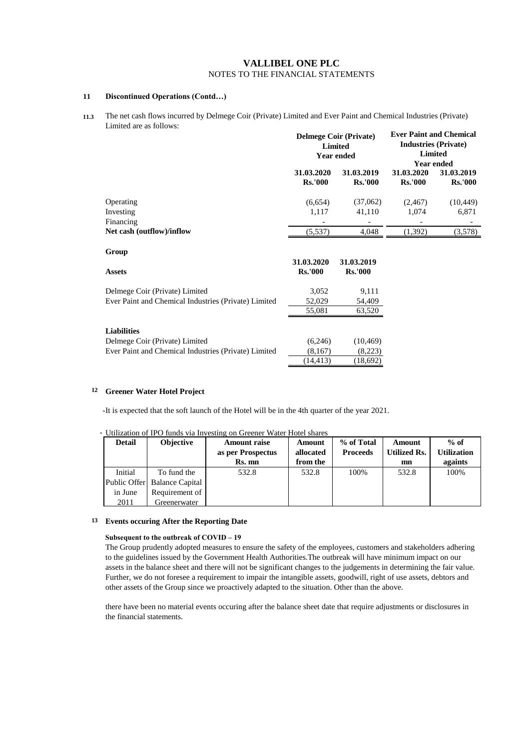# VALLIBEL ONE PLC

NOTES TO THE FINANCIAL STATEMENTS

## 11 Discontinued Operations (Contd…)

**11.3** The net cash flows incurred by Delmege Coir (Private) Limited and Ever Paint and Chemical Industries (Private) Limited are as follows:

| | Delmege Coir (Private) Limited Year ended | | Ever Paint and Chemical Industries (Private) Limited Year ended | |
|---|---|---|---|---|
| | **31.03.2020 Rs.'000** | **31.03.2019 Rs.'000** | **31.03.2020 Rs.'000** | **31.03.2019 Rs.'000** |
| Operating | (6,654) | (37,062) | (2,467) | (10,449) |
| Investing | 1,117 | 41,110 | 1,074 | 6,871 |
| Financing | - | - | - | - |
| **Net cash (outflow)/inflow** | (5,537) | 4,048 | (1,392) | (3,578) |

**Group**

| **Assets** | **31.03.2020 Rs.'000** | **31.03.2019 Rs.'000** |
|---|---|---|
| Delmege Coir (Private) Limited | 3,052 | 9,111 |
| Ever Paint and Chemical Industries (Private) Limited | 52,029 | 54,409 |
| | 55,081 | 63,520 |
| **Liabilities** | | |
| Delmege Coir (Private) Limited | (6,246) | (10,469) |
| Ever Paint and Chemical Industries (Private) Limited | (8,167) | (8,223) |
| | (14,413) | (18,692) |

## 12 Greener Water Hotel Project

-It is expected that the soft launch of the Hotel will be in the 4th quarter of the year 2021.

- Utilization of IPO funds via Investing on Greener Water Hotel shares

| Detail | Objective | Amount raise as per Prospectus Rs. mn | Amount allocated from the | % of Total Proceeds | Amount Utilized Rs. mn | % of Utilization againts |
|---|---|---|---|---|---|---|
| Initial Public Offer in June 2011 | To fund the Balance Capital Requirement of Greenerwater | 532.8 | 532.8 | 100% | 532.8 | 100% |

## 13 Events occuring After the Reporting Date

**Subsequent to the outbreak of COVID – 19**

The Group prudently adopted measures to ensure the safety of the employees, customers and stakeholders adhering to the guidelines issued by the Government Health Authorities.The outbreak will have minimum impact on our assets in the balance sheet and there will not be significant changes to the judgements in determining the fair value. Further, we do not foresee a requirement to impair the intangible assets, goodwill, right of use assets, debtors and other assets of the Group since we proactively adapted to the situation. Other than the above.

there have been no material events occuring after the balance sheet date that require adjustments or disclosures in the financial statements.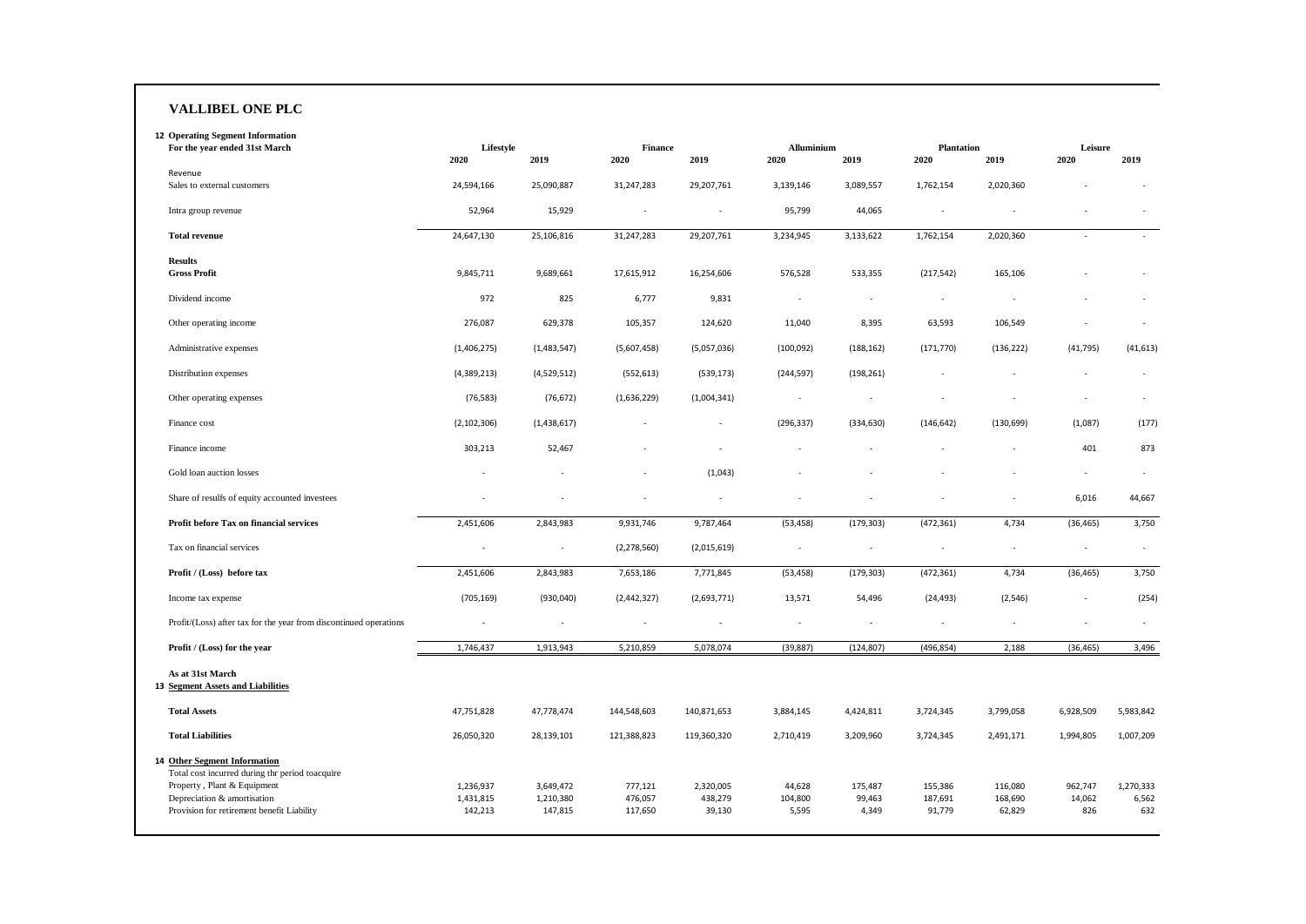# VALLIBEL ONE PLC

**12 Operating Segment Information**

| For the year ended 31st March | Lifestyle | | Finance | | Alluminium | | Plantation | | Leisure | |
|---|---|---|---|---|---|---|---|---|---|---|
| | 2020 | 2019 | 2020 | 2019 | 2020 | 2019 | 2020 | 2019 | 2020 | 2019 |
| Revenue | | | | | | | | | | |
| Sales to external customers | 24,594,166 | 25,090,887 | 31,247,283 | 29,207,761 | 3,139,146 | 3,089,557 | 1,762,154 | 2,020,360 | - | - |
| Intra group revenue | 52,964 | 15,929 | - | - | 95,799 | 44,065 | - | - | - | - |
| **Total revenue** | 24,647,130 | 25,106,816 | 31,247,283 | 29,207,761 | 3,234,945 | 3,133,622 | 1,762,154 | 2,020,360 | - | - |
| **Results** | | | | | | | | | | |
| **Gross Profit** | 9,845,711 | 9,689,661 | 17,615,912 | 16,254,606 | 576,528 | 533,355 | (217,542) | 165,106 | - | - |
| Dividend income | 972 | 825 | 6,777 | 9,831 | - | - | - | - | - | - |
| Other operating income | 276,087 | 629,378 | 105,357 | 124,620 | 11,040 | 8,395 | 63,593 | 106,549 | - | - |
| Administrative expenses | (1,406,275) | (1,483,547) | (5,607,458) | (5,057,036) | (100,092) | (188,162) | (171,770) | (136,222) | (41,795) | (41,613) |
| Distribution expenses | (4,389,213) | (4,529,512) | (552,613) | (539,173) | (244,597) | (198,261) | - | - | - | - |
| Other operating expenses | (76,583) | (76,672) | (1,636,229) | (1,004,341) | - | - | - | - | - | - |
| Finance cost | (2,102,306) | (1,438,617) | - | - | (296,337) | (334,630) | (146,642) | (130,699) | (1,087) | (177) |
| Finance income | 303,213 | 52,467 | - | - | - | - | - | - | 401 | 873 |
| Gold loan auction losses | - | - | - | (1,043) | - | - | - | - | - | - |
| Share of resulfs of equity accounted investees | - | - | - | - | - | - | - | - | 6,016 | 44,667 |
| **Profit before Tax on financial services** | 2,451,606 | 2,843,983 | 9,931,746 | 9,787,464 | (53,458) | (179,303) | (472,361) | 4,734 | (36,465) | 3,750 |
| Tax on financial services | - | - | (2,278,560) | (2,015,619) | - | - | - | - | - | - |
| **Profit / (Loss) before tax** | 2,451,606 | 2,843,983 | 7,653,186 | 7,771,845 | (53,458) | (179,303) | (472,361) | 4,734 | (36,465) | 3,750 |
| Income tax expense | (705,169) | (930,040) | (2,442,327) | (2,693,771) | 13,571 | 54,496 | (24,493) | (2,546) | - | (254) |
| Profit/(Loss) after tax for the year from discontinued operations | - | - | - | - | - | - | - | - | - | - |
| **Profit / (Loss) for the year** | 1,746,437 | 1,913,943 | 5,210,859 | 5,078,074 | (39,887) | (124,807) | (496,854) | 2,188 | (36,465) | 3,496 |
| **As at 31st March** | | | | | | | | | | |
| **13 Segment Assets and Liabilities** | | | | | | | | | | |
| **Total Assets** | 47,751,828 | 47,778,474 | 144,548,603 | 140,871,653 | 3,884,145 | 4,424,811 | 3,724,345 | 3,799,058 | 6,928,509 | 5,983,842 |
| **Total Liabilities** | 26,050,320 | 28,139,101 | 121,388,823 | 119,360,320 | 2,710,419 | 3,209,960 | 3,724,345 | 2,491,171 | 1,994,805 | 1,007,209 |
| **14 Other Segment Information** | | | | | | | | | | |
| Total cost incurred during thr period toacquire | | | | | | | | | | |
| Property , Plant & Equipment | 1,236,937 | 3,649,472 | 777,121 | 2,320,005 | 44,628 | 175,487 | 155,386 | 116,080 | 962,747 | 1,270,333 |
| Depreciation & amortisation | 1,431,815 | 1,210,380 | 476,057 | 438,279 | 104,800 | 99,463 | 187,691 | 168,690 | 14,062 | 6,562 |
| Provision for retirement benefit Liability | 142,213 | 147,815 | 117,650 | 39,130 | 5,595 | 4,349 | 91,779 | 62,829 | 826 | 632 |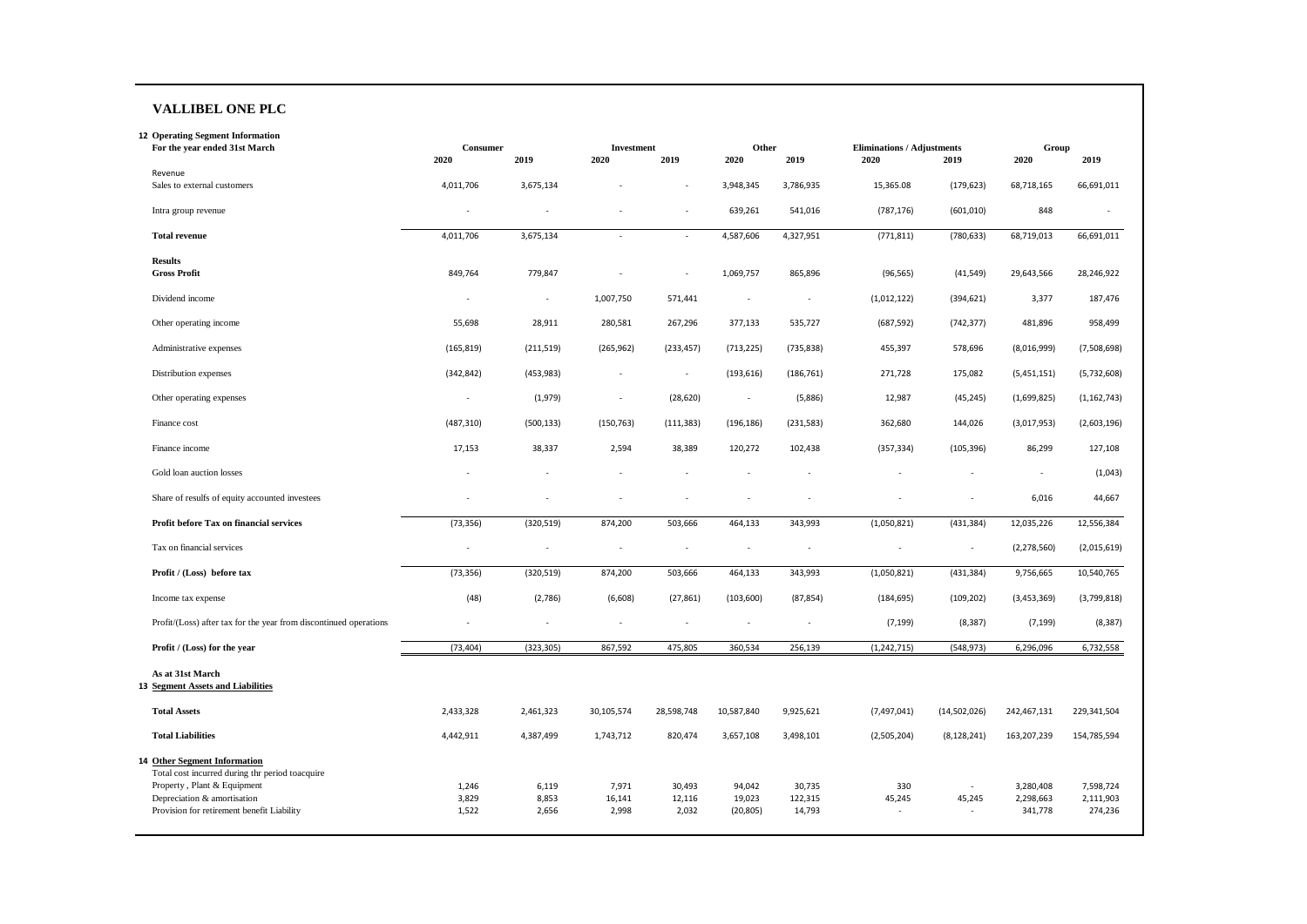**VALLIBEL ONE PLC**

**12 Operating Segment Information**

| For the year ended 31st March | Consumer | | Investment | | Other | | Eliminations / Adjustments | | Group | |
|---|---|---|---|---|---|---|---|---|---|---|
| | 2020 | 2019 | 2020 | 2019 | 2020 | 2019 | 2020 | 2019 | 2020 | 2019 |
| Revenue | | | | | | | | | | |
| Sales to external customers | 4,011,706 | 3,675,134 | - | - | 3,948,345 | 3,786,935 | 15,365.08 | (179,623) | 68,718,165 | 66,691,011 |
| Intra group revenue | - | - | - | - | 639,261 | 541,016 | (787,176) | (601,010) | 848 | - |
| **Total revenue** | 4,011,706 | 3,675,134 | - | - | 4,587,606 | 4,327,951 | (771,811) | (780,633) | 68,719,013 | 66,691,011 |
| **Results** | | | | | | | | | | |
| **Gross Profit** | 849,764 | 779,847 | - | - | 1,069,757 | 865,896 | (96,565) | (41,549) | 29,643,566 | 28,246,922 |
| Dividend income | - | - | 1,007,750 | 571,441 | - | - | (1,012,122) | (394,621) | 3,377 | 187,476 |
| Other operating income | 55,698 | 28,911 | 280,581 | 267,296 | 377,133 | 535,727 | (687,592) | (742,377) | 481,896 | 958,499 |
| Administrative expenses | (165,819) | (211,519) | (265,962) | (233,457) | (713,225) | (735,838) | 455,397 | 578,696 | (8,016,999) | (7,508,698) |
| Distribution expenses | (342,842) | (453,983) | - | - | (193,616) | (186,761) | 271,728 | 175,082 | (5,451,151) | (5,732,608) |
| Other operating expenses | - | (1,979) | - | (28,620) | - | (5,886) | 12,987 | (45,245) | (1,699,825) | (1,162,743) |
| Finance cost | (487,310) | (500,133) | (150,763) | (111,383) | (196,186) | (231,583) | 362,680 | 144,026 | (3,017,953) | (2,603,196) |
| Finance income | 17,153 | 38,337 | 2,594 | 38,389 | 120,272 | 102,438 | (357,334) | (105,396) | 86,299 | 127,108 |
| Gold loan auction losses | - | - | - | - | - | - | - | - | - | (1,043) |
| Share of resulfs of equity accounted investees | - | - | - | - | - | - | - | - | 6,016 | 44,667 |
| **Profit before Tax on financial services** | (73,356) | (320,519) | 874,200 | 503,666 | 464,133 | 343,993 | (1,050,821) | (431,384) | 12,035,226 | 12,556,384 |
| Tax on financial services | - | - | - | - | - | - | - | - | (2,278,560) | (2,015,619) |
| **Profit / (Loss) before tax** | (73,356) | (320,519) | 874,200 | 503,666 | 464,133 | 343,993 | (1,050,821) | (431,384) | 9,756,665 | 10,540,765 |
| Income tax expense | (48) | (2,786) | (6,608) | (27,861) | (103,600) | (87,854) | (184,695) | (109,202) | (3,453,369) | (3,799,818) |
| Profit/(Loss) after tax for the year from discontinued operations | - | - | - | - | - | - | (7,199) | (8,387) | (7,199) | (8,387) |
| **Profit / (Loss) for the year** | (73,404) | (323,305) | 867,592 | 475,805 | 360,534 | 256,139 | (1,242,715) | (548,973) | 6,296,096 | 6,732,558 |
| **As at 31st March** | | | | | | | | | | |
| **13 Segment Assets and Liabilities** | | | | | | | | | | |
| **Total Assets** | 2,433,328 | 2,461,323 | 30,105,574 | 28,598,748 | 10,587,840 | 9,925,621 | (7,497,041) | (14,502,026) | 242,467,131 | 229,341,504 |
| **Total Liabilities** | 4,442,911 | 4,387,499 | 1,743,712 | 820,474 | 3,657,108 | 3,498,101 | (2,505,204) | (8,128,241) | 163,207,239 | 154,785,594 |
| **14 Other Segment Information** | | | | | | | | | | |
| Total cost incurred during thr period toacquire | | | | | | | | | | |
| Property , Plant & Equipment | 1,246 | 6,119 | 7,971 | 30,493 | 94,042 | 30,735 | 330 | - | 3,280,408 | 7,598,724 |
| Depreciation & amortisation | 3,829 | 8,853 | 16,141 | 12,116 | 19,023 | 122,315 | 45,245 | 45,245 | 2,298,663 | 2,111,903 |
| Provision for retirement benefit Liability | 1,522 | 2,656 | 2,998 | 2,032 | (20,805) | 14,793 | - | - | 341,778 | 274,236 |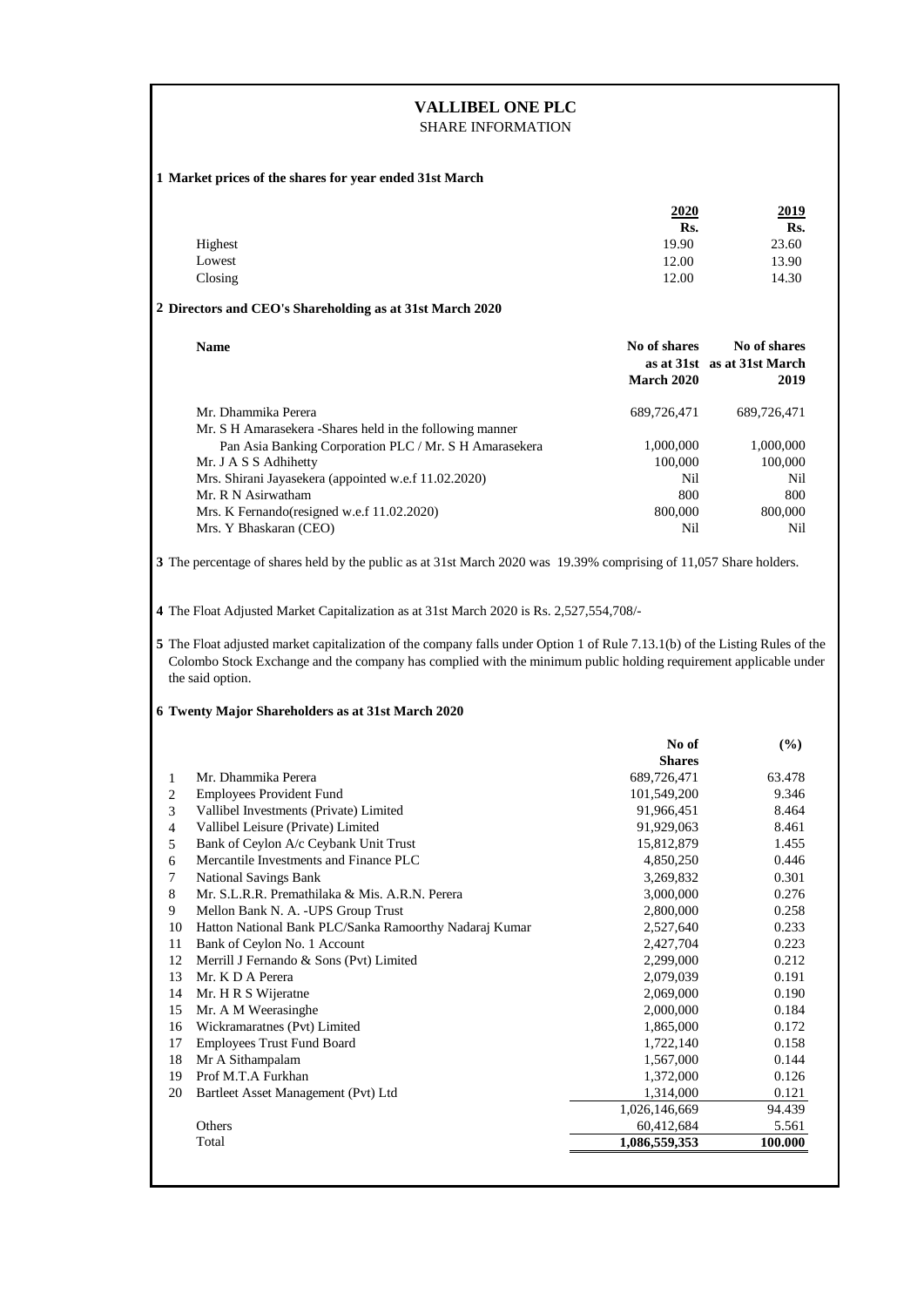# VALLIBEL ONE PLC

## SHARE INFORMATION

**1 Market prices of the shares for year ended 31st March**

| | 2020 | 2019 |
|---|---|---|
| | Rs. | Rs. |
| Highest | 19.90 | 23.60 |
| Lowest | 12.00 | 13.90 |
| Closing | 12.00 | 14.30 |

**2 Directors and CEO's Shareholding as at 31st March 2020**

| Name | No of shares as at 31st March 2020 | No of shares as at 31st March 2019 |
|---|---|---|
| Mr. Dhammika Perera | 689,726,471 | 689,726,471 |
| Mr. S H Amarasekera -Shares held in the following manner | | |
| Pan Asia Banking Corporation PLC / Mr. S H Amarasekera | 1,000,000 | 1,000,000 |
| Mr. J A S S Adhihetty | 100,000 | 100,000 |
| Mrs. Shirani Jayasekera (appointed w.e.f 11.02.2020) | Nil | Nil |
| Mr. R N Asirwatham | 800 | 800 |
| Mrs. K Fernando(resigned w.e.f 11.02.2020) | 800,000 | 800,000 |
| Mrs. Y Bhaskaran (CEO) | Nil | Nil |

**3** The percentage of shares held by the public as at 31st March 2020 was 19.39% comprising of 11,057 Share holders.

**4** The Float Adjusted Market Capitalization as at 31st March 2020 is Rs. 2,527,554,708/-

**5** The Float adjusted market capitalization of the company falls under Option 1 of Rule 7.13.1(b) of the Listing Rules of the Colombo Stock Exchange and the company has complied with the minimum public holding requirement applicable under the said option.

**6 Twenty Major Shareholders as at 31st March 2020**

| | | No of Shares | (%) |
|---|---|---|---|
| 1 | Mr. Dhammika Perera | 689,726,471 | 63.478 |
| 2 | Employees Provident Fund | 101,549,200 | 9.346 |
| 3 | Vallibel Investments (Private) Limited | 91,966,451 | 8.464 |
| 4 | Vallibel Leisure (Private) Limited | 91,929,063 | 8.461 |
| 5 | Bank of Ceylon A/c Ceybank Unit Trust | 15,812,879 | 1.455 |
| 6 | Mercantile Investments and Finance PLC | 4,850,250 | 0.446 |
| 7 | National Savings Bank | 3,269,832 | 0.301 |
| 8 | Mr. S.L.R.R. Premathilaka & Mis. A.R.N. Perera | 3,000,000 | 0.276 |
| 9 | Mellon Bank N. A. -UPS Group Trust | 2,800,000 | 0.258 |
| 10 | Hatton National Bank PLC/Sanka Ramoorthy Nadaraj Kumar | 2,527,640 | 0.233 |
| 11 | Bank of Ceylon No. 1 Account | 2,427,704 | 0.223 |
| 12 | Merrill J Fernando & Sons (Pvt) Limited | 2,299,000 | 0.212 |
| 13 | Mr. K D A Perera | 2,079,039 | 0.191 |
| 14 | Mr. H R S Wijeratne | 2,069,000 | 0.190 |
| 15 | Mr. A M Weerasinghe | 2,000,000 | 0.184 |
| 16 | Wickramaratnes (Pvt) Limited | 1,865,000 | 0.172 |
| 17 | Employees Trust Fund Board | 1,722,140 | 0.158 |
| 18 | Mr A Sithampalam | 1,567,000 | 0.144 |
| 19 | Prof M.T.A Furkhan | 1,372,000 | 0.126 |
| 20 | Bartleet Asset Management (Pvt) Ltd | 1,314,000 | 0.121 |
| | | 1,026,146,669 | 94.439 |
| | Others | 60,412,684 | 5.561 |
| | Total | **1,086,559,353** | **100.000** |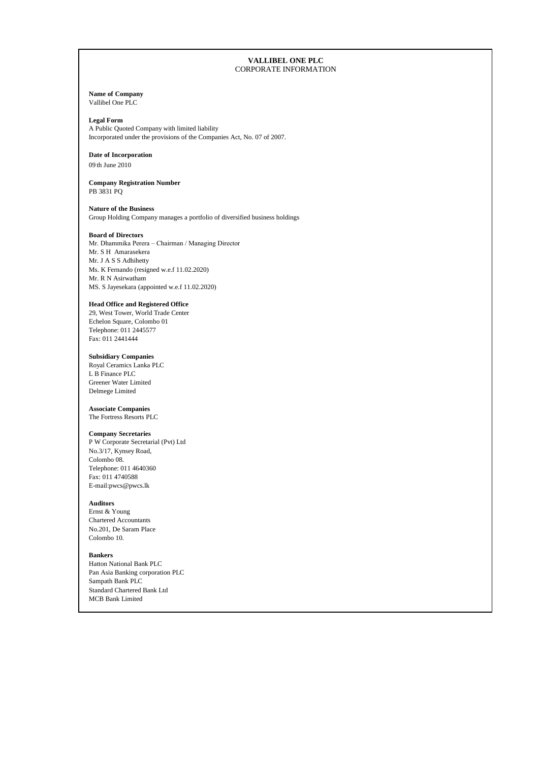# VALLIBEL ONE PLC
## CORPORATE INFORMATION

**Name of Company**
Vallibel One PLC

**Legal Form**
A Public Quoted Company with limited liability
Incorporated under the provisions of the Companies Act, No. 07 of 2007.

**Date of Incorporation**
09 th June 2010

**Company Registration Number**
PB 3831 PQ

**Nature of the Business**
Group Holding Company manages a portfolio of diversified business holdings

**Board of Directors**
Mr. Dhammika Perera – Chairman / Managing Director
Mr. S H Amarasekera
Mr. J A S S Adhihetty
Ms. K Fernando (resigned w.e.f 11.02.2020)
Mr. R N Asirwatham
MS. S Jayesekara (appointed w.e.f 11.02.2020)

**Head Office and Registered Office**
29, West Tower, World Trade Center
Echelon Square, Colombo 01
Telephone: 011 2445577
Fax: 011 2441444

**Subsidiary Companies**
Royal Ceramics Lanka PLC
L B Finance PLC
Greener Water Limited
Delmege Limited

**Associate Companies**
The Fortress Resorts PLC

**Company Secretaries**
P W Corporate Secretarial (Pvt) Ltd
No.3/17, Kynsey Road,
Colombo 08.
Telephone: 011 4640360
Fax: 011 4740588
E-mail:pwcs@pwcs.lk

**Auditors**
Ernst & Young
Chartered Accountants
No.201, De Saram Place
Colombo 10.

**Bankers**
Hatton National Bank PLC
Pan Asia Banking corporation PLC
Sampath Bank PLC
Standard Chartered Bank Ltd
MCB Bank Limited